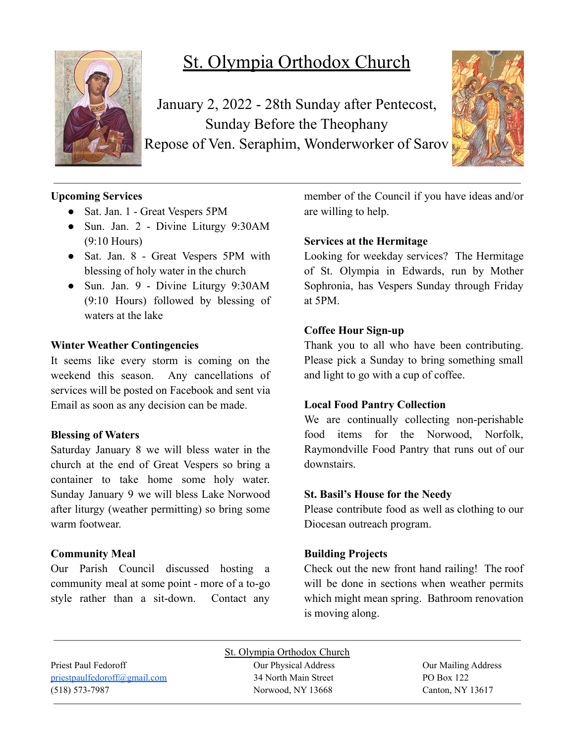# St. Olympia Orthodox Church

January 2, 2022 - 28th Sunday after Pentecost,
Sunday Before the Theophany
Repose of Ven. Seraphim, Wonderworker of Sarov

**Upcoming Services**

- Sat. Jan. 1 - Great Vespers 5PM
- Sun. Jan. 2 - Divine Liturgy 9:30AM (9:10 Hours)
- Sat. Jan. 8 - Great Vespers 5PM with blessing of holy water in the church
- Sun. Jan. 9 - Divine Liturgy 9:30AM (9:10 Hours) followed by blessing of waters at the lake

**Winter Weather Contingencies**

It seems like every storm is coming on the weekend this season. Any cancellations of services will be posted on Facebook and sent via Email as soon as any decision can be made.

**Blessing of Waters**

Saturday January 8 we will bless water in the church at the end of Great Vespers so bring a container to take home some holy water. Sunday January 9 we will bless Lake Norwood after liturgy (weather permitting) so bring some warm footwear.

**Community Meal**

Our Parish Council discussed hosting a community meal at some point - more of a to-go style rather than a sit-down. Contact any member of the Council if you have ideas and/or are willing to help.

**Services at the Hermitage**

Looking for weekday services? The Hermitage of St. Olympia in Edwards, run by Mother Sophronia, has Vespers Sunday through Friday at 5PM.

**Coffee Hour Sign-up**

Thank you to all who have been contributing. Please pick a Sunday to bring something small and light to go with a cup of coffee.

**Local Food Pantry Collection**

We are continually collecting non-perishable food items for the Norwood, Norfolk, Raymondville Food Pantry that runs out of our downstairs.

**St. Basil's House for the Needy**

Please contribute food as well as clothing to our Diocesan outreach program.

**Building Projects**

Check out the new front hand railing! The roof will be done in sections when weather permits which might mean spring. Bathroom renovation is moving along.

---

St. Olympia Orthodox Church

Priest Paul Fedoroff
priestpaulfedoroff@gmail.com
(518) 573-7987

Our Physical Address
34 North Main Street
Norwood, NY 13668

Our Mailing Address
PO Box 122
Canton, NY 13617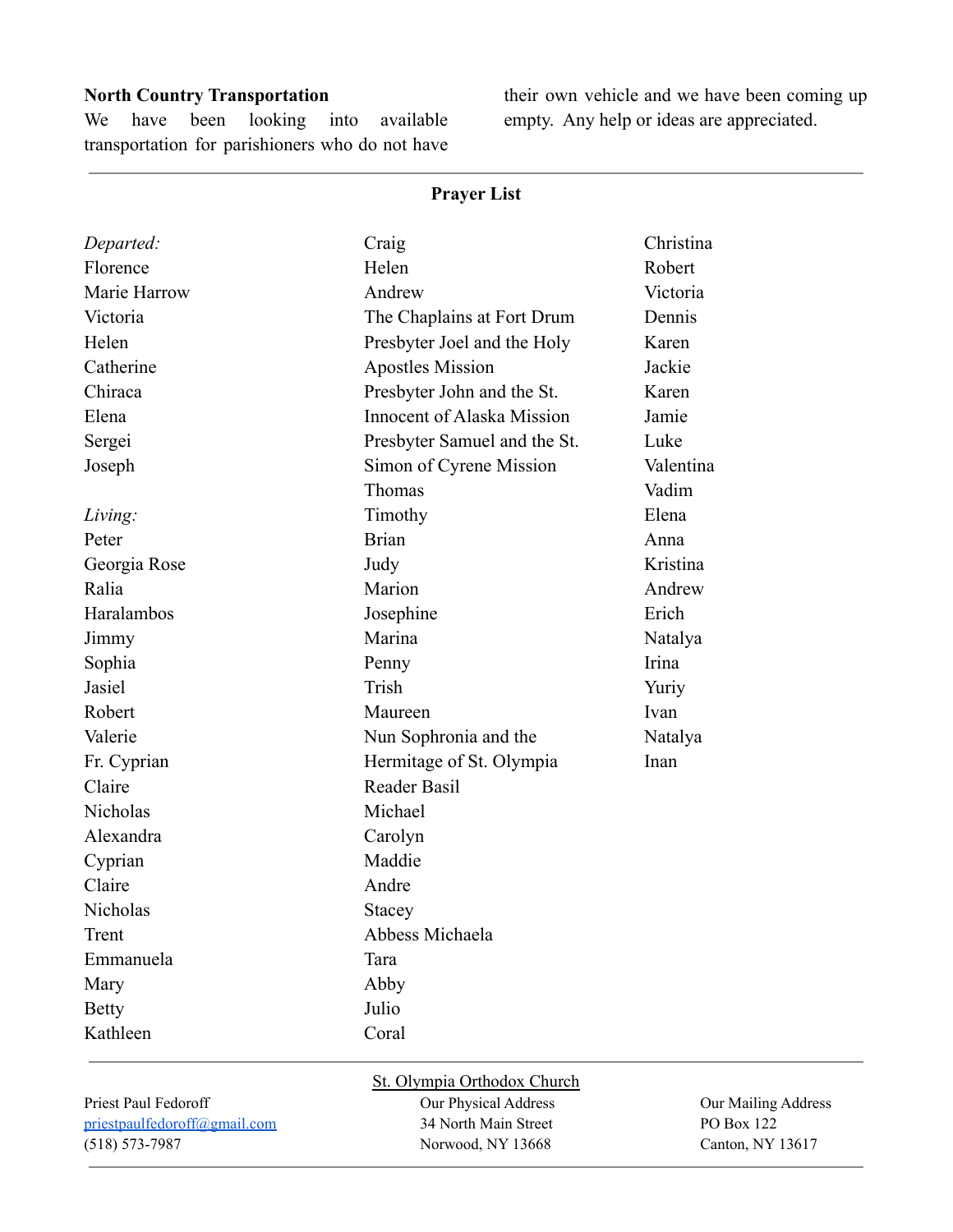**North Country Transportation**

We have been looking into available transportation for parishioners who do not have their own vehicle and we have been coming up empty. Any help or ideas are appreciated.

---

## Prayer List

*Departed:*

Florence
Marie Harrow
Victoria
Helen
Catherine
Chiraca
Elena
Sergei
Joseph

*Living:*

Peter
Georgia Rose
Ralia
Haralambos
Jimmy
Sophia
Jasiel
Robert
Valerie
Fr. Cyprian
Claire
Nicholas
Alexandra
Cyprian
Claire
Nicholas
Trent
Emmanuela
Mary
Betty
Kathleen
Craig
Helen
Andrew
The Chaplains at Fort Drum
Presbyter Joel and the Holy Apostles Mission
Presbyter John and the St. Innocent of Alaska Mission
Presbyter Samuel and the St. Simon of Cyrene Mission
Thomas
Timothy
Brian
Judy
Marion
Josephine
Marina
Penny
Trish
Maureen
Nun Sophronia and the Hermitage of St. Olympia
Reader Basil
Michael
Carolyn
Maddie
Andre
Stacey
Abbess Michaela
Tara
Abby
Julio
Coral
Christina
Robert
Victoria
Dennis
Karen
Jackie
Karen
Jamie
Luke
Valentina
Vadim
Elena
Anna
Kristina
Andrew
Erich
Natalya
Irina
Yuriy
Ivan
Natalya
Inan

---

St. Olympia Orthodox Church

Priest Paul Fedoroff
priestpaulfedoroff@gmail.com
(518) 573-7987

Our Physical Address
34 North Main Street
Norwood, NY 13668

Our Mailing Address
PO Box 122
Canton, NY 13617